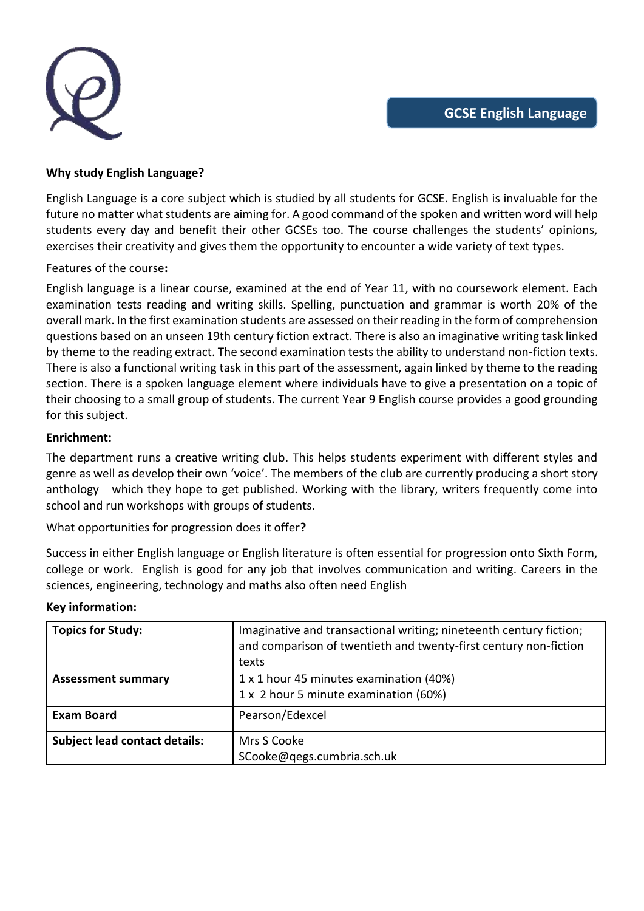# GCSE English Language

**Why study English Language?**

English Language is a core subject which is studied by all students for GCSE. English is invaluable for the future no matter what students are aiming for. A good command of the spoken and written word will help students every day and benefit their other GCSEs too. The course challenges the students' opinions, exercises their creativity and gives them the opportunity to encounter a wide variety of text types.

Features of the course**:**

English language is a linear course, examined at the end of Year 11, with no coursework element. Each examination tests reading and writing skills. Spelling, punctuation and grammar is worth 20% of the overall mark. In the first examination students are assessed on their reading in the form of comprehension questions based on an unseen 19th century fiction extract. There is also an imaginative writing task linked by theme to the reading extract. The second examination tests the ability to understand non-fiction texts. There is also a functional writing task in this part of the assessment, again linked by theme to the reading section. There is a spoken language element where individuals have to give a presentation on a topic of their choosing to a small group of students. The current Year 9 English course provides a good grounding for this subject.

**Enrichment:**

The department runs a creative writing club. This helps students experiment with different styles and genre as well as develop their own 'voice'. The members of the club are currently producing a short story anthology which they hope to get published. Working with the library, writers frequently come into school and run workshops with groups of students.

What opportunities for progression does it offer**?**

Success in either English language or English literature is often essential for progression onto Sixth Form, college or work. English is good for any job that involves communication and writing. Careers in the sciences, engineering, technology and maths also often need English

**Key information:**

| **Topics for Study:** | Imaginative and transactional writing; nineteenth century fiction; and comparison of twentieth and twenty-first century non-fiction texts |
|---|---|
| **Assessment summary** | 1 x 1 hour 45 minutes examination (40%)<br>1 x 2 hour 5 minute examination (60%) |
| **Exam Board** | Pearson/Edexcel |
| **Subject lead contact details:** | Mrs S Cooke<br>SCooke@qegs.cumbria.sch.uk |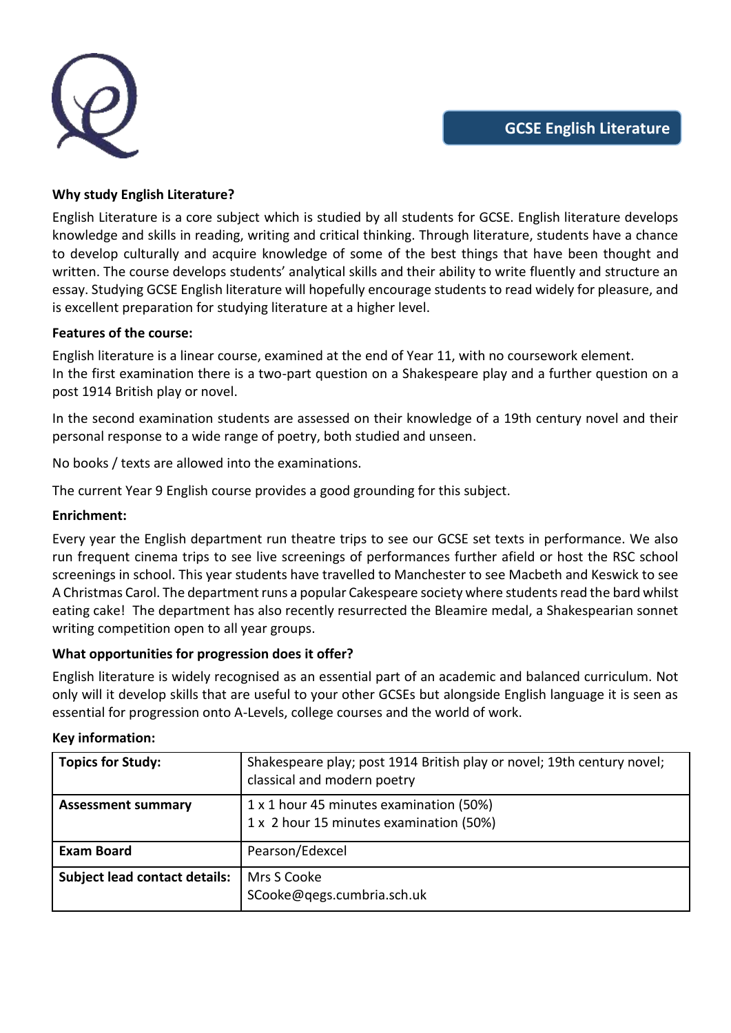# GCSE English Literature

**Why study English Literature?**

English Literature is a core subject which is studied by all students for GCSE. English literature develops knowledge and skills in reading, writing and critical thinking. Through literature, students have a chance to develop culturally and acquire knowledge of some of the best things that have been thought and written. The course develops students' analytical skills and their ability to write fluently and structure an essay. Studying GCSE English literature will hopefully encourage students to read widely for pleasure, and is excellent preparation for studying literature at a higher level.

**Features of the course:**

English literature is a linear course, examined at the end of Year 11, with no coursework element.
In the first examination there is a two-part question on a Shakespeare play and a further question on a post 1914 British play or novel.

In the second examination students are assessed on their knowledge of a 19th century novel and their personal response to a wide range of poetry, both studied and unseen.

No books / texts are allowed into the examinations.

The current Year 9 English course provides a good grounding for this subject.

**Enrichment:**

Every year the English department run theatre trips to see our GCSE set texts in performance. We also run frequent cinema trips to see live screenings of performances further afield or host the RSC school screenings in school. This year students have travelled to Manchester to see Macbeth and Keswick to see A Christmas Carol. The department runs a popular Cakespeare society where students read the bard whilst eating cake! The department has also recently resurrected the Bleamire medal, a Shakespearian sonnet writing competition open to all year groups.

**What opportunities for progression does it offer?**

English literature is widely recognised as an essential part of an academic and balanced curriculum. Not only will it develop skills that are useful to your other GCSEs but alongside English language it is seen as essential for progression onto A-Levels, college courses and the world of work.

**Key information:**

| | |
|---|---|
| **Topics for Study:** | Shakespeare play; post 1914 British play or novel; 19th century novel; classical and modern poetry |
| **Assessment summary** | 1 x 1 hour 45 minutes examination (50%)<br>1 x 2 hour 15 minutes examination (50%) |
| **Exam Board** | Pearson/Edexcel |
| **Subject lead contact details:** | Mrs S Cooke<br>SCooke@qegs.cumbria.sch.uk |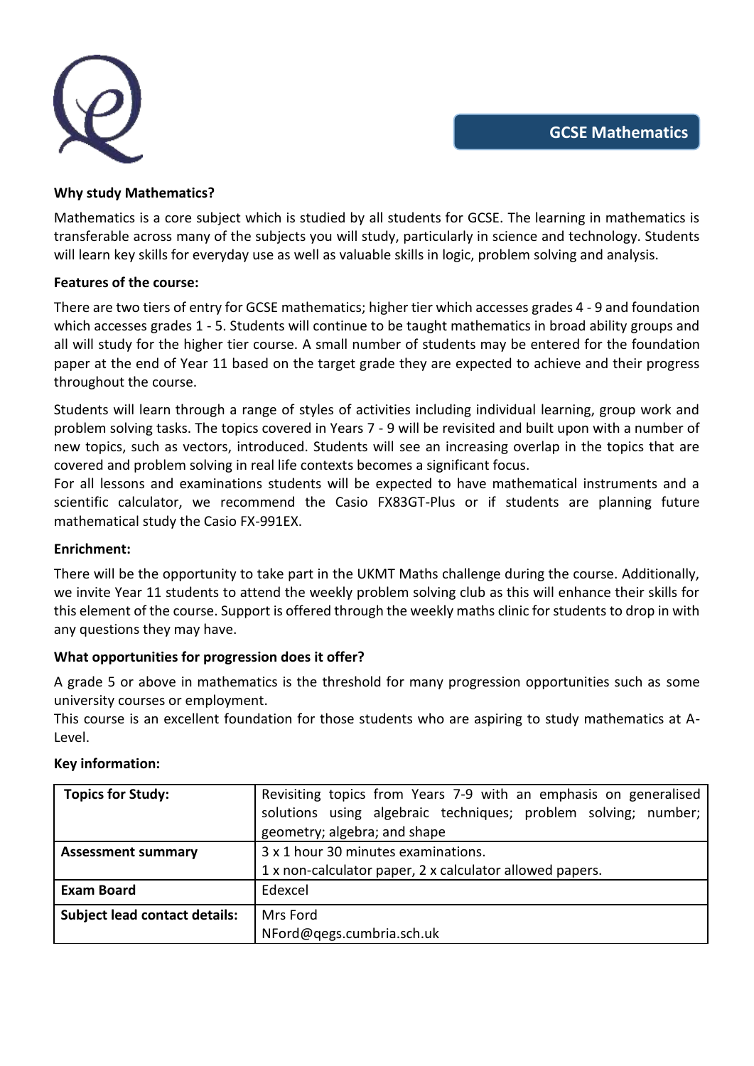# GCSE Mathematics

**Why study Mathematics?**

Mathematics is a core subject which is studied by all students for GCSE. The learning in mathematics is transferable across many of the subjects you will study, particularly in science and technology. Students will learn key skills for everyday use as well as valuable skills in logic, problem solving and analysis.

**Features of the course:**

There are two tiers of entry for GCSE mathematics; higher tier which accesses grades 4 - 9 and foundation which accesses grades 1 - 5. Students will continue to be taught mathematics in broad ability groups and all will study for the higher tier course. A small number of students may be entered for the foundation paper at the end of Year 11 based on the target grade they are expected to achieve and their progress throughout the course.

Students will learn through a range of styles of activities including individual learning, group work and problem solving tasks. The topics covered in Years 7 - 9 will be revisited and built upon with a number of new topics, such as vectors, introduced. Students will see an increasing overlap in the topics that are covered and problem solving in real life contexts becomes a significant focus.
For all lessons and examinations students will be expected to have mathematical instruments and a scientific calculator, we recommend the Casio FX83GT-Plus or if students are planning future mathematical study the Casio FX-991EX.

**Enrichment:**

There will be the opportunity to take part in the UKMT Maths challenge during the course. Additionally, we invite Year 11 students to attend the weekly problem solving club as this will enhance their skills for this element of the course. Support is offered through the weekly maths clinic for students to drop in with any questions they may have.

**What opportunities for progression does it offer?**

A grade 5 or above in mathematics is the threshold for many progression opportunities such as some university courses or employment.
This course is an excellent foundation for those students who are aspiring to study mathematics at A-Level.

**Key information:**

| **Topics for Study:** | Revisiting topics from Years 7-9 with an emphasis on generalised solutions using algebraic techniques; problem solving; number; geometry; algebra; and shape |
|---|---|
| **Assessment summary** | 3 x 1 hour 30 minutes examinations.<br>1 x non-calculator paper, 2 x calculator allowed papers. |
| **Exam Board** | Edexcel |
| **Subject lead contact details:** | Mrs Ford<br>NFord@qegs.cumbria.sch.uk |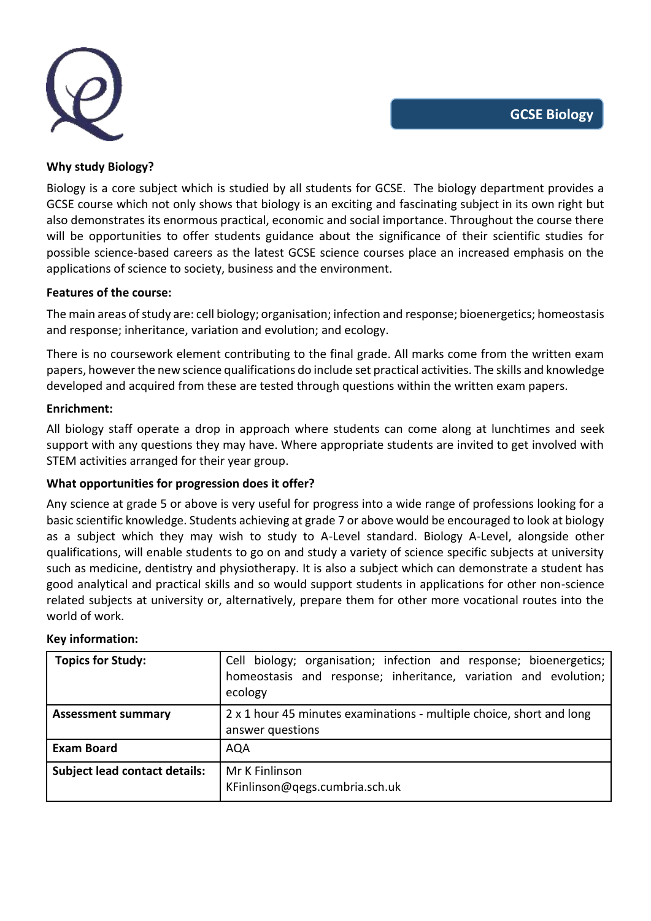# GCSE Biology

**Why study Biology?**

Biology is a core subject which is studied by all students for GCSE. The biology department provides a GCSE course which not only shows that biology is an exciting and fascinating subject in its own right but also demonstrates its enormous practical, economic and social importance. Throughout the course there will be opportunities to offer students guidance about the significance of their scientific studies for possible science-based careers as the latest GCSE science courses place an increased emphasis on the applications of science to society, business and the environment.

**Features of the course:**

The main areas of study are: cell biology; organisation; infection and response; bioenergetics; homeostasis and response; inheritance, variation and evolution; and ecology.

There is no coursework element contributing to the final grade. All marks come from the written exam papers, however the new science qualifications do include set practical activities. The skills and knowledge developed and acquired from these are tested through questions within the written exam papers.

**Enrichment:**

All biology staff operate a drop in approach where students can come along at lunchtimes and seek support with any questions they may have. Where appropriate students are invited to get involved with STEM activities arranged for their year group.

**What opportunities for progression does it offer?**

Any science at grade 5 or above is very useful for progress into a wide range of professions looking for a basic scientific knowledge. Students achieving at grade 7 or above would be encouraged to look at biology as a subject which they may wish to study to A-Level standard. Biology A-Level, alongside other qualifications, will enable students to go on and study a variety of science specific subjects at university such as medicine, dentistry and physiotherapy. It is also a subject which can demonstrate a student has good analytical and practical skills and so would support students in applications for other non-science related subjects at university or, alternatively, prepare them for other more vocational routes into the world of work.

**Key information:**

| | |
|---|---|
| **Topics for Study:** | Cell biology; organisation; infection and response; bioenergetics; homeostasis and response; inheritance, variation and evolution; ecology |
| **Assessment summary** | 2 x 1 hour 45 minutes examinations - multiple choice, short and long answer questions |
| **Exam Board** | AQA |
| **Subject lead contact details:** | Mr K Finlinson<br>KFinlinson@qegs.cumbria.sch.uk |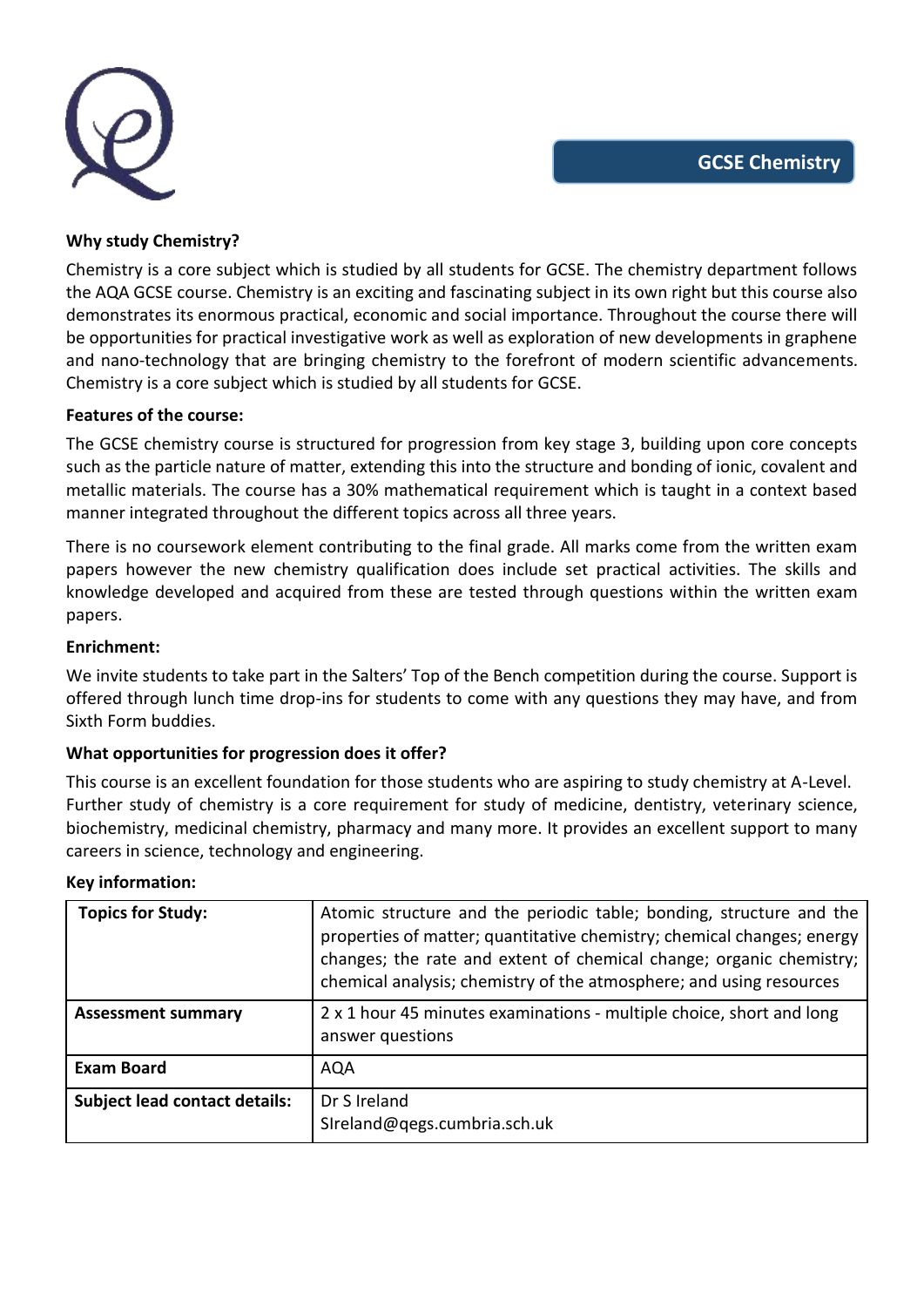# GCSE Chemistry

**Why study Chemistry?**

Chemistry is a core subject which is studied by all students for GCSE. The chemistry department follows the AQA GCSE course. Chemistry is an exciting and fascinating subject in its own right but this course also demonstrates its enormous practical, economic and social importance. Throughout the course there will be opportunities for practical investigative work as well as exploration of new developments in graphene and nano-technology that are bringing chemistry to the forefront of modern scientific advancements. Chemistry is a core subject which is studied by all students for GCSE.

**Features of the course:**

The GCSE chemistry course is structured for progression from key stage 3, building upon core concepts such as the particle nature of matter, extending this into the structure and bonding of ionic, covalent and metallic materials. The course has a 30% mathematical requirement which is taught in a context based manner integrated throughout the different topics across all three years.

There is no coursework element contributing to the final grade. All marks come from the written exam papers however the new chemistry qualification does include set practical activities. The skills and knowledge developed and acquired from these are tested through questions within the written exam papers.

**Enrichment:**

We invite students to take part in the Salters' Top of the Bench competition during the course. Support is offered through lunch time drop-ins for students to come with any questions they may have, and from Sixth Form buddies.

**What opportunities for progression does it offer?**

This course is an excellent foundation for those students who are aspiring to study chemistry at A-Level. Further study of chemistry is a core requirement for study of medicine, dentistry, veterinary science, biochemistry, medicinal chemistry, pharmacy and many more. It provides an excellent support to many careers in science, technology and engineering.

**Key information:**

| **Topics for Study:** | Atomic structure and the periodic table; bonding, structure and the properties of matter; quantitative chemistry; chemical changes; energy changes; the rate and extent of chemical change; organic chemistry; chemical analysis; chemistry of the atmosphere; and using resources |
|---|---|
| **Assessment summary** | 2 x 1 hour 45 minutes examinations - multiple choice, short and long answer questions |
| **Exam Board** | AQA |
| **Subject lead contact details:** | Dr S Ireland<br>SIreland@qegs.cumbria.sch.uk |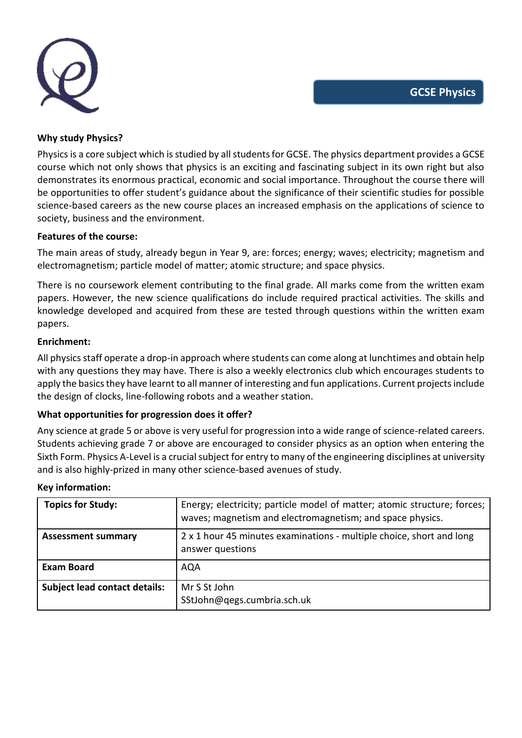# GCSE Physics

**Why study Physics?**

Physics is a core subject which is studied by all students for GCSE. The physics department provides a GCSE course which not only shows that physics is an exciting and fascinating subject in its own right but also demonstrates its enormous practical, economic and social importance. Throughout the course there will be opportunities to offer student's guidance about the significance of their scientific studies for possible science-based careers as the new course places an increased emphasis on the applications of science to society, business and the environment.

**Features of the course:**

The main areas of study, already begun in Year 9, are: forces; energy; waves; electricity; magnetism and electromagnetism; particle model of matter; atomic structure; and space physics.

There is no coursework element contributing to the final grade. All marks come from the written exam papers. However, the new science qualifications do include required practical activities. The skills and knowledge developed and acquired from these are tested through questions within the written exam papers.

**Enrichment:**

All physics staff operate a drop-in approach where students can come along at lunchtimes and obtain help with any questions they may have. There is also a weekly electronics club which encourages students to apply the basics they have learnt to all manner of interesting and fun applications. Current projects include the design of clocks, line-following robots and a weather station.

**What opportunities for progression does it offer?**

Any science at grade 5 or above is very useful for progression into a wide range of science-related careers. Students achieving grade 7 or above are encouraged to consider physics as an option when entering the Sixth Form. Physics A-Level is a crucial subject for entry to many of the engineering disciplines at university and is also highly-prized in many other science-based avenues of study.

**Key information:**

| **Topics for Study:** | Energy; electricity; particle model of matter; atomic structure; forces; waves; magnetism and electromagnetism; and space physics. |
|---|---|
| **Assessment summary** | 2 x 1 hour 45 minutes examinations - multiple choice, short and long answer questions |
| **Exam Board** | AQA |
| **Subject lead contact details:** | Mr S St John<br>SStJohn@qegs.cumbria.sch.uk |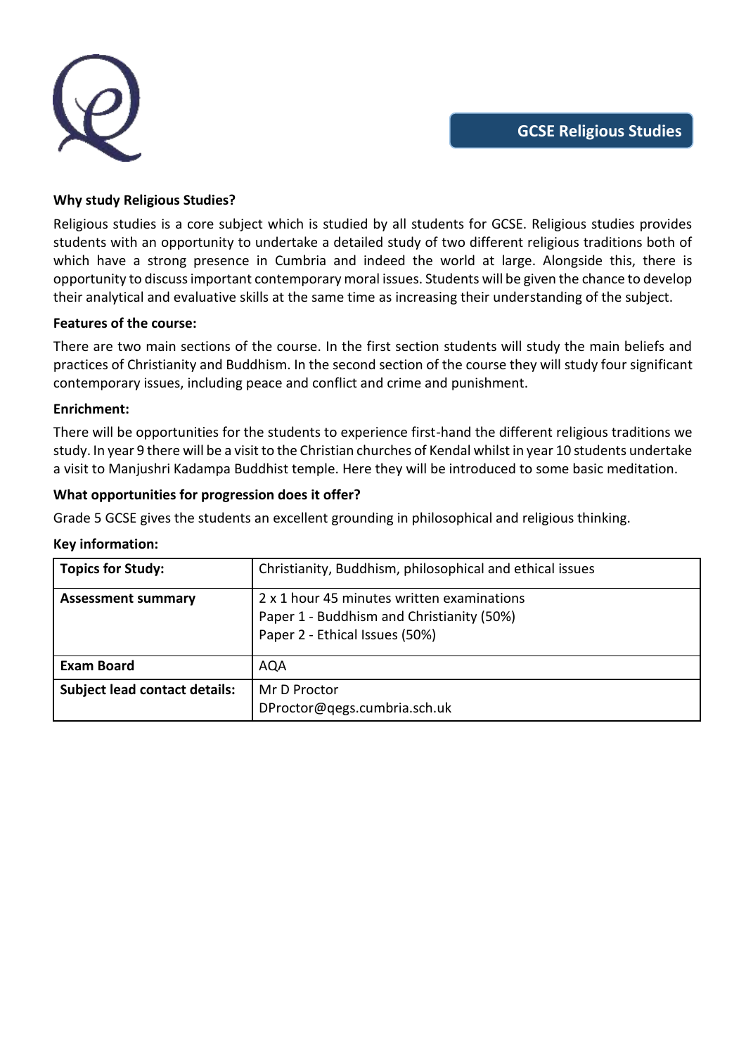# GCSE Religious Studies

**Why study Religious Studies?**

Religious studies is a core subject which is studied by all students for GCSE. Religious studies provides students with an opportunity to undertake a detailed study of two different religious traditions both of which have a strong presence in Cumbria and indeed the world at large. Alongside this, there is opportunity to discuss important contemporary moral issues. Students will be given the chance to develop their analytical and evaluative skills at the same time as increasing their understanding of the subject.

**Features of the course:**

There are two main sections of the course. In the first section students will study the main beliefs and practices of Christianity and Buddhism. In the second section of the course they will study four significant contemporary issues, including peace and conflict and crime and punishment.

**Enrichment:**

There will be opportunities for the students to experience first-hand the different religious traditions we study. In year 9 there will be a visit to the Christian churches of Kendal whilst in year 10 students undertake a visit to Manjushri Kadampa Buddhist temple. Here they will be introduced to some basic meditation.

**What opportunities for progression does it offer?**

Grade 5 GCSE gives the students an excellent grounding in philosophical and religious thinking.

**Key information:**

| **Topics for Study:** | Christianity, Buddhism, philosophical and ethical issues |
|---|---|
| **Assessment summary** | 2 x 1 hour 45 minutes written examinations<br>Paper 1 - Buddhism and Christianity (50%)<br>Paper 2 - Ethical Issues (50%) |
| **Exam Board** | AQA |
| **Subject lead contact details:** | Mr D Proctor<br>DProctor@qegs.cumbria.sch.uk |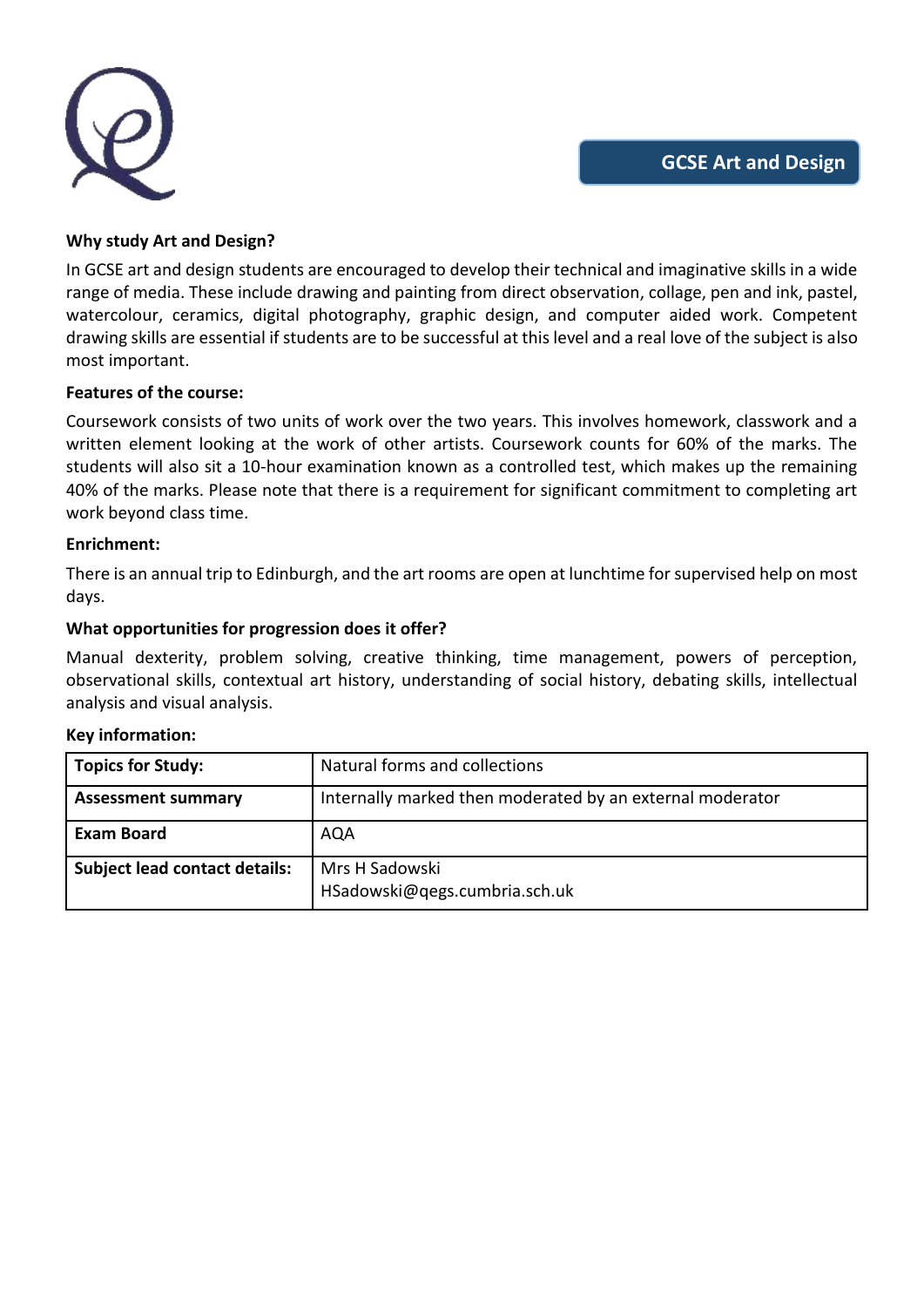## GCSE Art and Design

**Why study Art and Design?**

In GCSE art and design students are encouraged to develop their technical and imaginative skills in a wide range of media. These include drawing and painting from direct observation, collage, pen and ink, pastel, watercolour, ceramics, digital photography, graphic design, and computer aided work. Competent drawing skills are essential if students are to be successful at this level and a real love of the subject is also most important.

**Features of the course:**

Coursework consists of two units of work over the two years. This involves homework, classwork and a written element looking at the work of other artists. Coursework counts for 60% of the marks. The students will also sit a 10-hour examination known as a controlled test, which makes up the remaining 40% of the marks. Please note that there is a requirement for significant commitment to completing art work beyond class time.

**Enrichment:**

There is an annual trip to Edinburgh, and the art rooms are open at lunchtime for supervised help on most days.

**What opportunities for progression does it offer?**

Manual dexterity, problem solving, creative thinking, time management, powers of perception, observational skills, contextual art history, understanding of social history, debating skills, intellectual analysis and visual analysis.

**Key information:**

| **Topics for Study:** | Natural forms and collections |
|---|---|
| **Assessment summary** | Internally marked then moderated by an external moderator |
| **Exam Board** | AQA |
| **Subject lead contact details:** | Mrs H Sadowski<br>HSadowski@qegs.cumbria.sch.uk |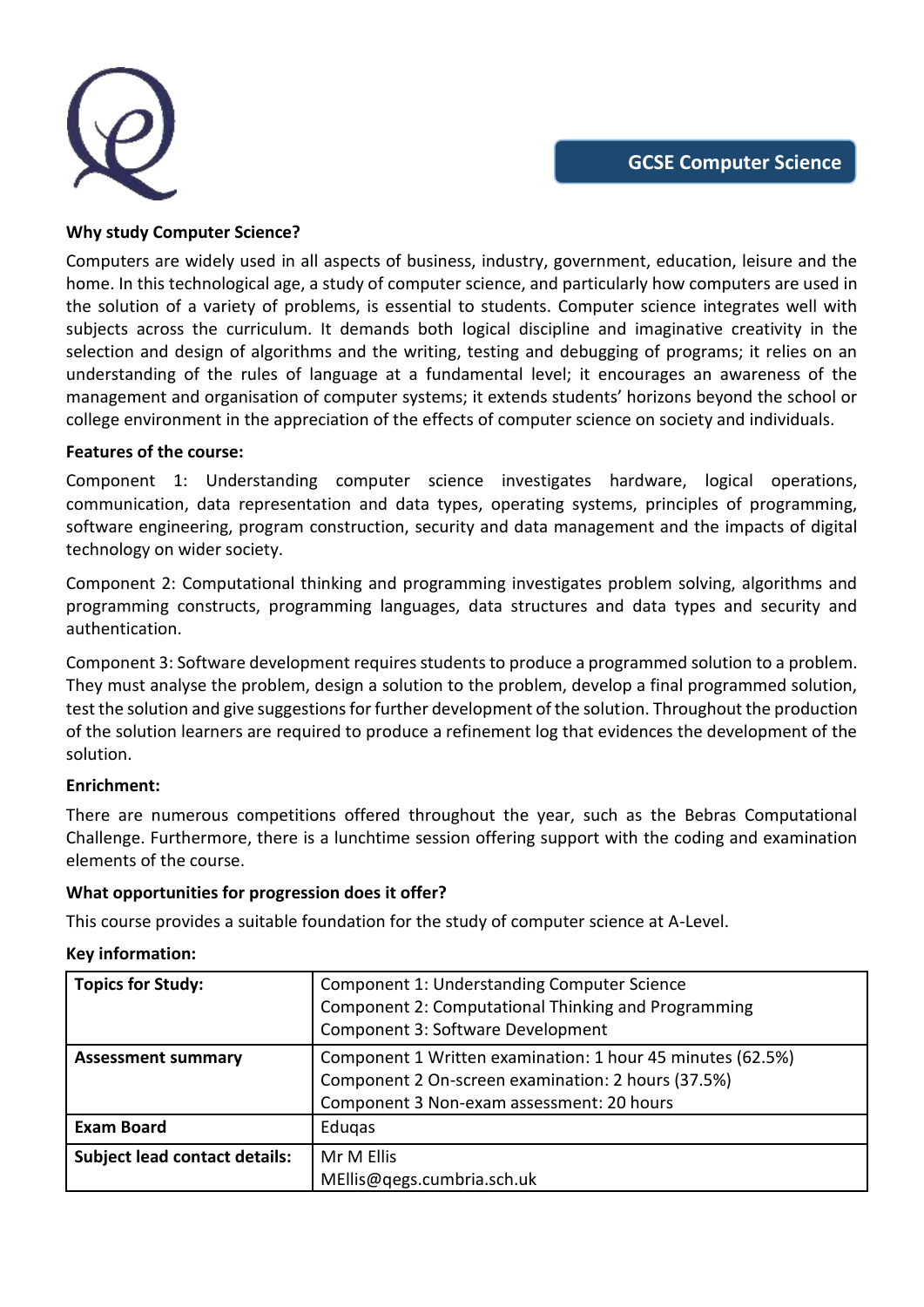## GCSE Computer Science

**Why study Computer Science?**

Computers are widely used in all aspects of business, industry, government, education, leisure and the home. In this technological age, a study of computer science, and particularly how computers are used in the solution of a variety of problems, is essential to students. Computer science integrates well with subjects across the curriculum. It demands both logical discipline and imaginative creativity in the selection and design of algorithms and the writing, testing and debugging of programs; it relies on an understanding of the rules of language at a fundamental level; it encourages an awareness of the management and organisation of computer systems; it extends students' horizons beyond the school or college environment in the appreciation of the effects of computer science on society and individuals.

**Features of the course:**

Component 1: Understanding computer science investigates hardware, logical operations, communication, data representation and data types, operating systems, principles of programming, software engineering, program construction, security and data management and the impacts of digital technology on wider society.

Component 2: Computational thinking and programming investigates problem solving, algorithms and programming constructs, programming languages, data structures and data types and security and authentication.

Component 3: Software development requires students to produce a programmed solution to a problem. They must analyse the problem, design a solution to the problem, develop a final programmed solution, test the solution and give suggestions for further development of the solution. Throughout the production of the solution learners are required to produce a refinement log that evidences the development of the solution.

**Enrichment:**

There are numerous competitions offered throughout the year, such as the Bebras Computational Challenge. Furthermore, there is a lunchtime session offering support with the coding and examination elements of the course.

**What opportunities for progression does it offer?**

This course provides a suitable foundation for the study of computer science at A-Level.

**Key information:**

| | |
|---|---|
| **Topics for Study:** | Component 1: Understanding Computer Science<br>Component 2: Computational Thinking and Programming<br>Component 3: Software Development |
| **Assessment summary** | Component 1 Written examination: 1 hour 45 minutes (62.5%)<br>Component 2 On-screen examination: 2 hours (37.5%)<br>Component 3 Non-exam assessment: 20 hours |
| **Exam Board** | Eduqas |
| **Subject lead contact details:** | Mr M Ellis<br>MEllis@qegs.cumbria.sch.uk |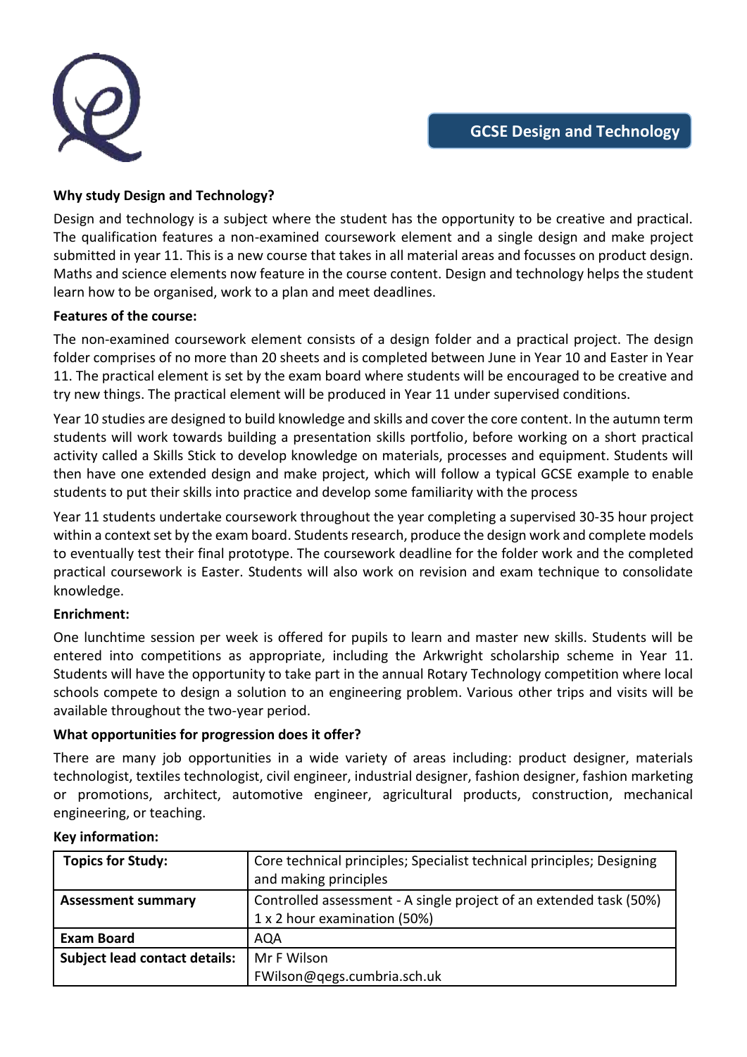# GCSE Design and Technology

**Why study Design and Technology?**

Design and technology is a subject where the student has the opportunity to be creative and practical. The qualification features a non-examined coursework element and a single design and make project submitted in year 11. This is a new course that takes in all material areas and focusses on product design. Maths and science elements now feature in the course content. Design and technology helps the student learn how to be organised, work to a plan and meet deadlines.

**Features of the course:**

The non-examined coursework element consists of a design folder and a practical project. The design folder comprises of no more than 20 sheets and is completed between June in Year 10 and Easter in Year 11. The practical element is set by the exam board where students will be encouraged to be creative and try new things. The practical element will be produced in Year 11 under supervised conditions.

Year 10 studies are designed to build knowledge and skills and cover the core content. In the autumn term students will work towards building a presentation skills portfolio, before working on a short practical activity called a Skills Stick to develop knowledge on materials, processes and equipment. Students will then have one extended design and make project, which will follow a typical GCSE example to enable students to put their skills into practice and develop some familiarity with the process

Year 11 students undertake coursework throughout the year completing a supervised 30-35 hour project within a context set by the exam board. Students research, produce the design work and complete models to eventually test their final prototype. The coursework deadline for the folder work and the completed practical coursework is Easter. Students will also work on revision and exam technique to consolidate knowledge.

**Enrichment:**

One lunchtime session per week is offered for pupils to learn and master new skills. Students will be entered into competitions as appropriate, including the Arkwright scholarship scheme in Year 11. Students will have the opportunity to take part in the annual Rotary Technology competition where local schools compete to design a solution to an engineering problem. Various other trips and visits will be available throughout the two-year period.

**What opportunities for progression does it offer?**

There are many job opportunities in a wide variety of areas including: product designer, materials technologist, textiles technologist, civil engineer, industrial designer, fashion designer, fashion marketing or promotions, architect, automotive engineer, agricultural products, construction, mechanical engineering, or teaching.

**Key information:**

| | |
|---|---|
| **Topics for Study:** | Core technical principles; Specialist technical principles; Designing and making principles |
| **Assessment summary** | Controlled assessment - A single project of an extended task (50%)<br>1 x 2 hour examination (50%) |
| **Exam Board** | AQA |
| **Subject lead contact details:** | Mr F Wilson<br>FWilson@qegs.cumbria.sch.uk |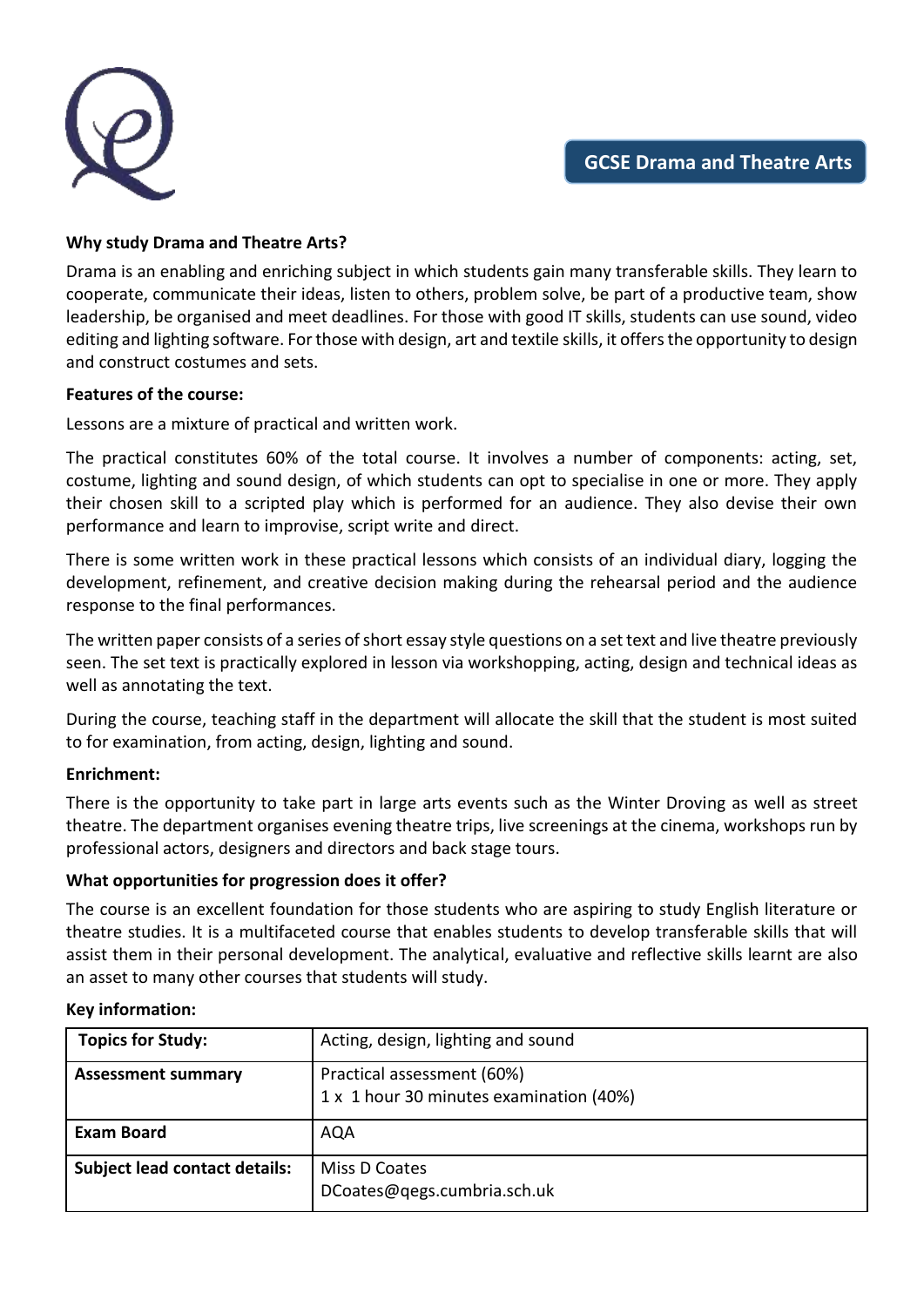# GCSE Drama and Theatre Arts

**Why study Drama and Theatre Arts?**

Drama is an enabling and enriching subject in which students gain many transferable skills. They learn to cooperate, communicate their ideas, listen to others, problem solve, be part of a productive team, show leadership, be organised and meet deadlines. For those with good IT skills, students can use sound, video editing and lighting software. For those with design, art and textile skills, it offers the opportunity to design and construct costumes and sets.

**Features of the course:**

Lessons are a mixture of practical and written work.

The practical constitutes 60% of the total course. It involves a number of components: acting, set, costume, lighting and sound design, of which students can opt to specialise in one or more. They apply their chosen skill to a scripted play which is performed for an audience. They also devise their own performance and learn to improvise, script write and direct.

There is some written work in these practical lessons which consists of an individual diary, logging the development, refinement, and creative decision making during the rehearsal period and the audience response to the final performances.

The written paper consists of a series of short essay style questions on a set text and live theatre previously seen. The set text is practically explored in lesson via workshopping, acting, design and technical ideas as well as annotating the text.

During the course, teaching staff in the department will allocate the skill that the student is most suited to for examination, from acting, design, lighting and sound.

**Enrichment:**

There is the opportunity to take part in large arts events such as the Winter Droving as well as street theatre. The department organises evening theatre trips, live screenings at the cinema, workshops run by professional actors, designers and directors and back stage tours.

**What opportunities for progression does it offer?**

The course is an excellent foundation for those students who are aspiring to study English literature or theatre studies. It is a multifaceted course that enables students to develop transferable skills that will assist them in their personal development. The analytical, evaluative and reflective skills learnt are also an asset to many other courses that students will study.

**Key information:**

| **Topics for Study:** | Acting, design, lighting and sound |
|---|---|
| **Assessment summary** | Practical assessment (60%)<br>1 x 1 hour 30 minutes examination (40%) |
| **Exam Board** | AQA |
| **Subject lead contact details:** | Miss D Coates<br>DCoates@qegs.cumbria.sch.uk |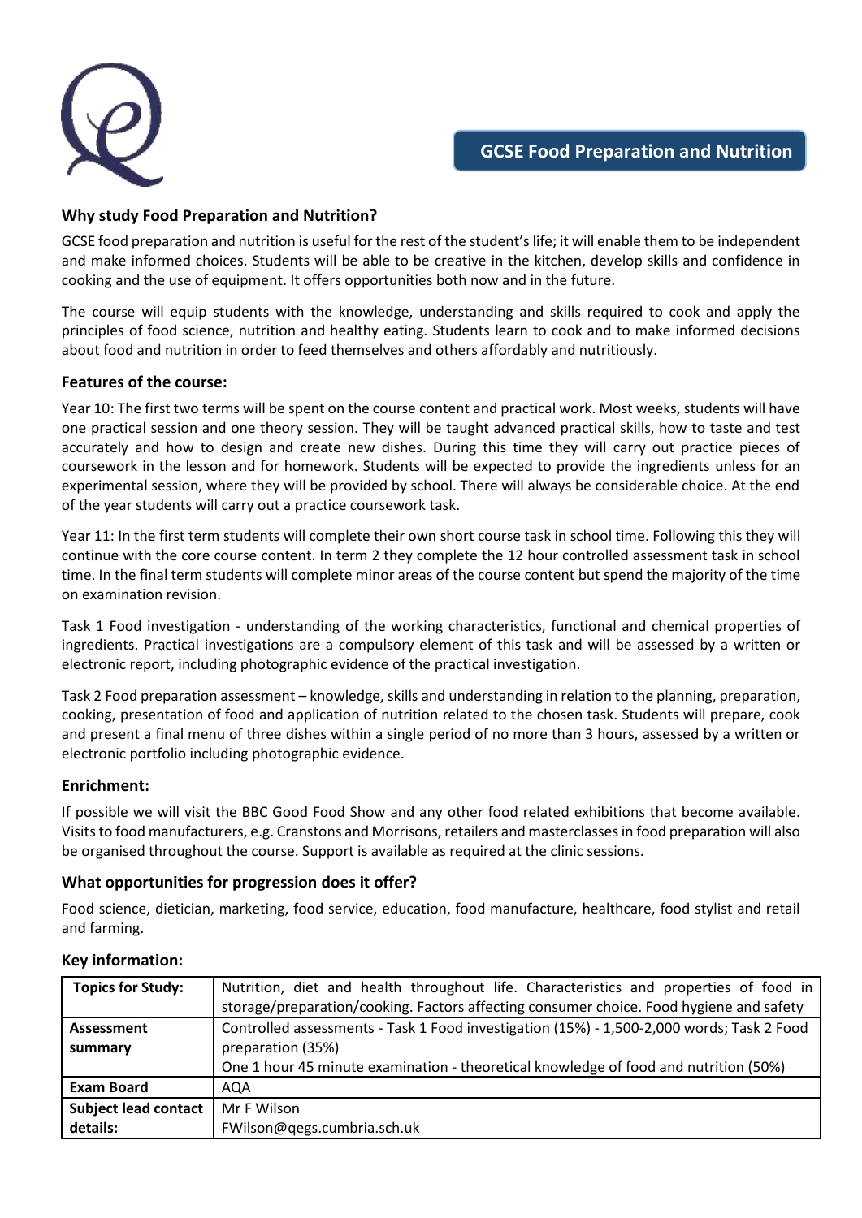# GCSE Food Preparation and Nutrition

## Why study Food Preparation and Nutrition?

GCSE food preparation and nutrition is useful for the rest of the student's life; it will enable them to be independent and make informed choices. Students will be able to be creative in the kitchen, develop skills and confidence in cooking and the use of equipment. It offers opportunities both now and in the future.

The course will equip students with the knowledge, understanding and skills required to cook and apply the principles of food science, nutrition and healthy eating. Students learn to cook and to make informed decisions about food and nutrition in order to feed themselves and others affordably and nutritiously.

## Features of the course:

Year 10: The first two terms will be spent on the course content and practical work. Most weeks, students will have one practical session and one theory session. They will be taught advanced practical skills, how to taste and test accurately and how to design and create new dishes. During this time they will carry out practice pieces of coursework in the lesson and for homework. Students will be expected to provide the ingredients unless for an experimental session, where they will be provided by school. There will always be considerable choice. At the end of the year students will carry out a practice coursework task.

Year 11: In the first term students will complete their own short course task in school time. Following this they will continue with the core course content. In term 2 they complete the 12 hour controlled assessment task in school time. In the final term students will complete minor areas of the course content but spend the majority of the time on examination revision.

Task 1 Food investigation - understanding of the working characteristics, functional and chemical properties of ingredients. Practical investigations are a compulsory element of this task and will be assessed by a written or electronic report, including photographic evidence of the practical investigation.

Task 2 Food preparation assessment – knowledge, skills and understanding in relation to the planning, preparation, cooking, presentation of food and application of nutrition related to the chosen task. Students will prepare, cook and present a final menu of three dishes within a single period of no more than 3 hours, assessed by a written or electronic portfolio including photographic evidence.

## Enrichment:

If possible we will visit the BBC Good Food Show and any other food related exhibitions that become available. Visits to food manufacturers, e.g. Cranstons and Morrisons, retailers and masterclasses in food preparation will also be organised throughout the course. Support is available as required at the clinic sessions.

## What opportunities for progression does it offer?

Food science, dietician, marketing, food service, education, food manufacture, healthcare, food stylist and retail and farming.

## Key information:

| | |
|---|---|
| **Topics for Study:** | Nutrition, diet and health throughout life. Characteristics and properties of food in storage/preparation/cooking. Factors affecting consumer choice. Food hygiene and safety |
| **Assessment summary** | Controlled assessments - Task 1 Food investigation (15%) - 1,500-2,000 words; Task 2 Food preparation (35%)<br>One 1 hour 45 minute examination - theoretical knowledge of food and nutrition (50%) |
| **Exam Board** | AQA |
| **Subject lead contact details:** | Mr F Wilson<br>FWilson@qegs.cumbria.sch.uk |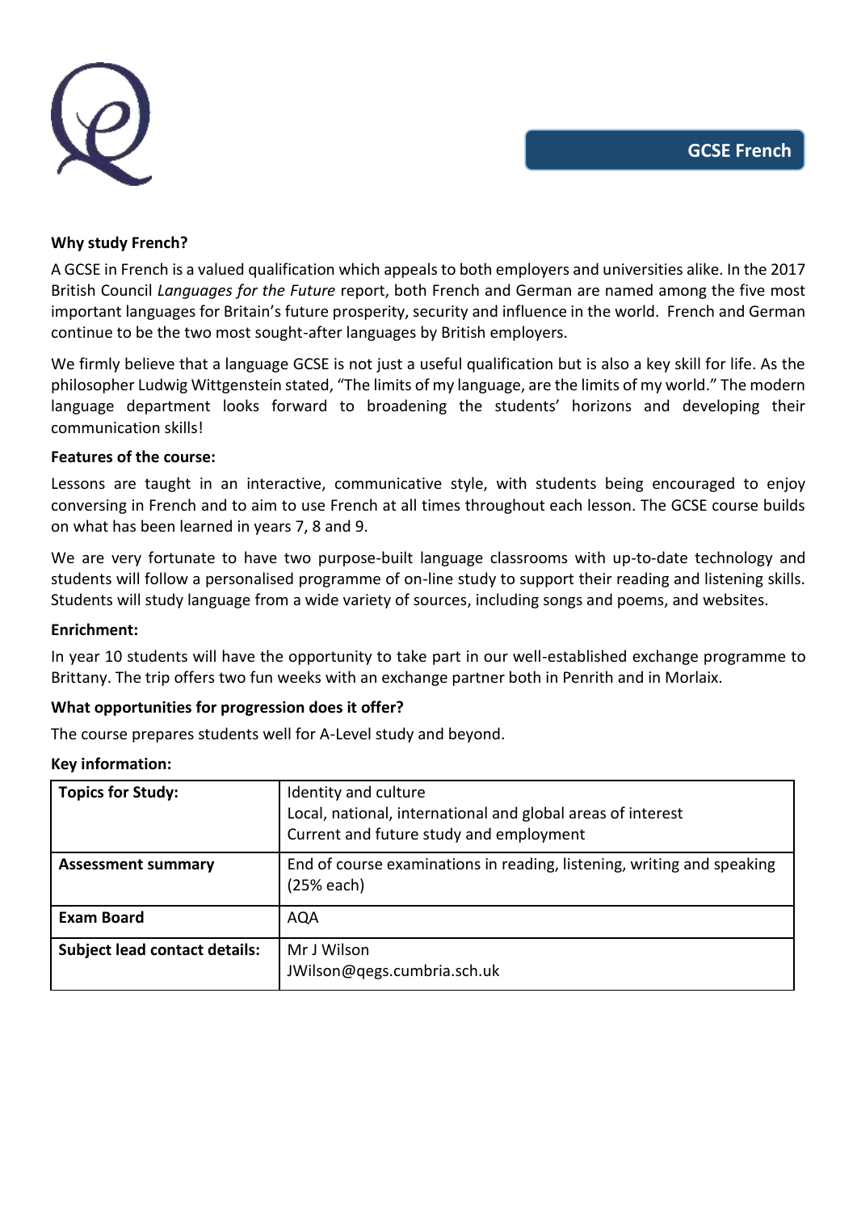# GCSE French

**Why study French?**

A GCSE in French is a valued qualification which appeals to both employers and universities alike. In the 2017 British Council *Languages for the Future* report, both French and German are named among the five most important languages for Britain's future prosperity, security and influence in the world. French and German continue to be the two most sought-after languages by British employers.

We firmly believe that a language GCSE is not just a useful qualification but is also a key skill for life. As the philosopher Ludwig Wittgenstein stated, "The limits of my language, are the limits of my world." The modern language department looks forward to broadening the students' horizons and developing their communication skills!

**Features of the course:**

Lessons are taught in an interactive, communicative style, with students being encouraged to enjoy conversing in French and to aim to use French at all times throughout each lesson. The GCSE course builds on what has been learned in years 7, 8 and 9.

We are very fortunate to have two purpose-built language classrooms with up-to-date technology and students will follow a personalised programme of on-line study to support their reading and listening skills. Students will study language from a wide variety of sources, including songs and poems, and websites.

**Enrichment:**

In year 10 students will have the opportunity to take part in our well-established exchange programme to Brittany. The trip offers two fun weeks with an exchange partner both in Penrith and in Morlaix.

**What opportunities for progression does it offer?**

The course prepares students well for A-Level study and beyond.

**Key information:**

| | |
|---|---|
| **Topics for Study:** | Identity and culture<br>Local, national, international and global areas of interest<br>Current and future study and employment |
| **Assessment summary** | End of course examinations in reading, listening, writing and speaking (25% each) |
| **Exam Board** | AQA |
| **Subject lead contact details:** | Mr J Wilson<br>JWilson@qegs.cumbria.sch.uk |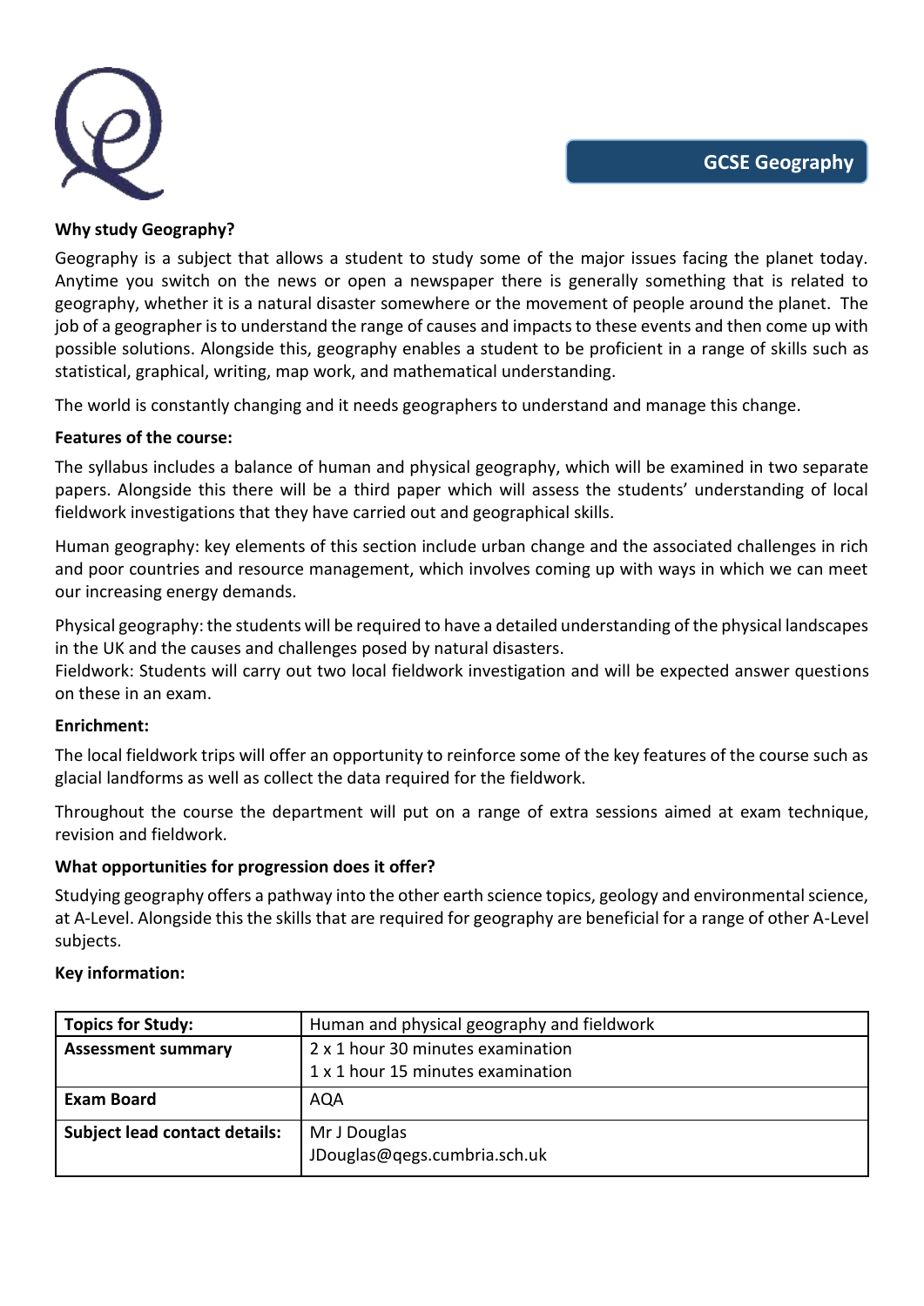# GCSE Geography

**Why study Geography?**

Geography is a subject that allows a student to study some of the major issues facing the planet today. Anytime you switch on the news or open a newspaper there is generally something that is related to geography, whether it is a natural disaster somewhere or the movement of people around the planet. The job of a geographer is to understand the range of causes and impacts to these events and then come up with possible solutions. Alongside this, geography enables a student to be proficient in a range of skills such as statistical, graphical, writing, map work, and mathematical understanding.

The world is constantly changing and it needs geographers to understand and manage this change.

**Features of the course:**

The syllabus includes a balance of human and physical geography, which will be examined in two separate papers. Alongside this there will be a third paper which will assess the students' understanding of local fieldwork investigations that they have carried out and geographical skills.

Human geography: key elements of this section include urban change and the associated challenges in rich and poor countries and resource management, which involves coming up with ways in which we can meet our increasing energy demands.

Physical geography: the students will be required to have a detailed understanding of the physical landscapes in the UK and the causes and challenges posed by natural disasters.
Fieldwork: Students will carry out two local fieldwork investigation and will be expected answer questions on these in an exam.

**Enrichment:**

The local fieldwork trips will offer an opportunity to reinforce some of the key features of the course such as glacial landforms as well as collect the data required for the fieldwork.

Throughout the course the department will put on a range of extra sessions aimed at exam technique, revision and fieldwork.

**What opportunities for progression does it offer?**

Studying geography offers a pathway into the other earth science topics, geology and environmental science, at A-Level. Alongside this the skills that are required for geography are beneficial for a range of other A-Level subjects.

**Key information:**

| | |
|---|---|
| **Topics for Study:** | Human and physical geography and fieldwork |
| **Assessment summary** | 2 x 1 hour 30 minutes examination<br>1 x 1 hour 15 minutes examination |
| **Exam Board** | AQA |
| **Subject lead contact details:** | Mr J Douglas<br>JDouglas@qegs.cumbria.sch.uk |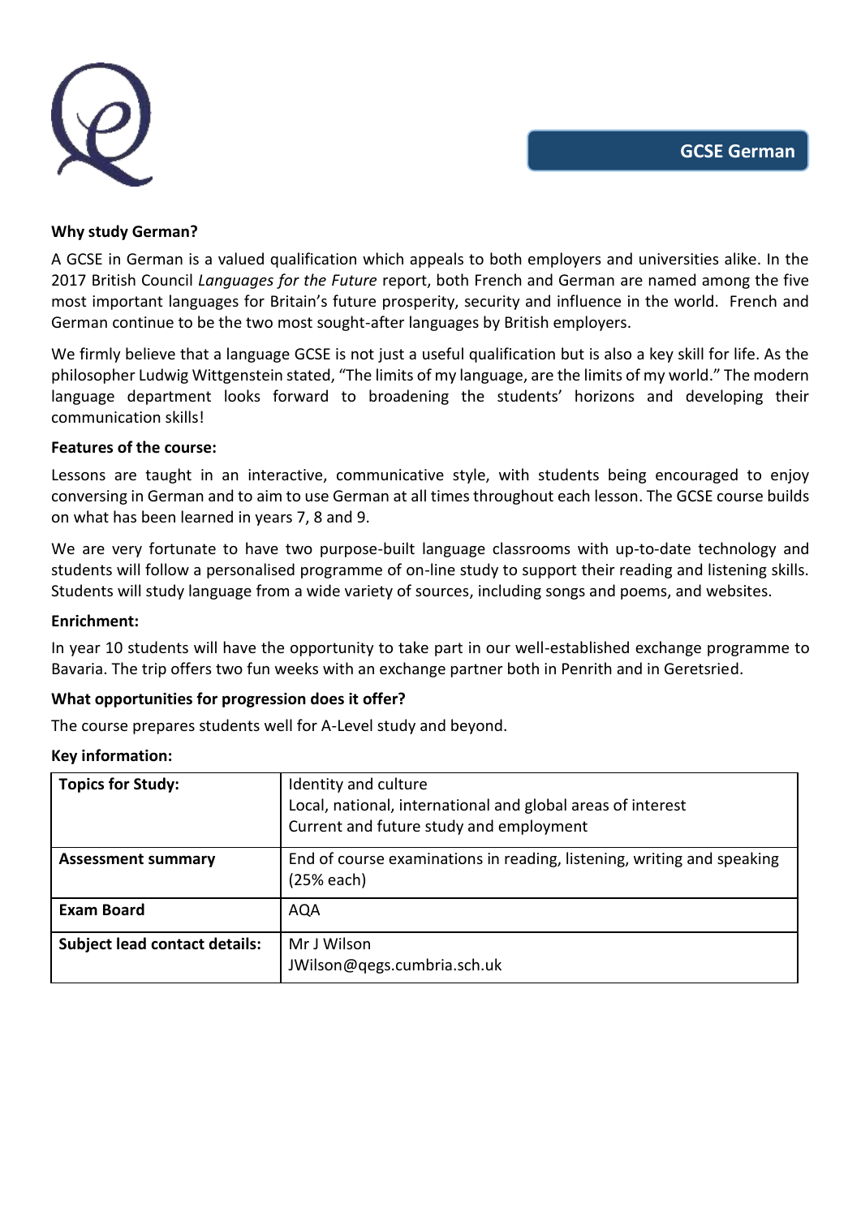# GCSE German

**Why study German?**

A GCSE in German is a valued qualification which appeals to both employers and universities alike. In the 2017 British Council *Languages for the Future* report, both French and German are named among the five most important languages for Britain's future prosperity, security and influence in the world. French and German continue to be the two most sought-after languages by British employers.

We firmly believe that a language GCSE is not just a useful qualification but is also a key skill for life. As the philosopher Ludwig Wittgenstein stated, "The limits of my language, are the limits of my world." The modern language department looks forward to broadening the students' horizons and developing their communication skills!

**Features of the course:**

Lessons are taught in an interactive, communicative style, with students being encouraged to enjoy conversing in German and to aim to use German at all times throughout each lesson. The GCSE course builds on what has been learned in years 7, 8 and 9.

We are very fortunate to have two purpose-built language classrooms with up-to-date technology and students will follow a personalised programme of on-line study to support their reading and listening skills. Students will study language from a wide variety of sources, including songs and poems, and websites.

**Enrichment:**

In year 10 students will have the opportunity to take part in our well-established exchange programme to Bavaria. The trip offers two fun weeks with an exchange partner both in Penrith and in Geretsried.

**What opportunities for progression does it offer?**

The course prepares students well for A-Level study and beyond.

**Key information:**

| | |
|---|---|
| **Topics for Study:** | Identity and culture<br>Local, national, international and global areas of interest<br>Current and future study and employment |
| **Assessment summary** | End of course examinations in reading, listening, writing and speaking (25% each) |
| **Exam Board** | AQA |
| **Subject lead contact details:** | Mr J Wilson<br>JWilson@qegs.cumbria.sch.uk |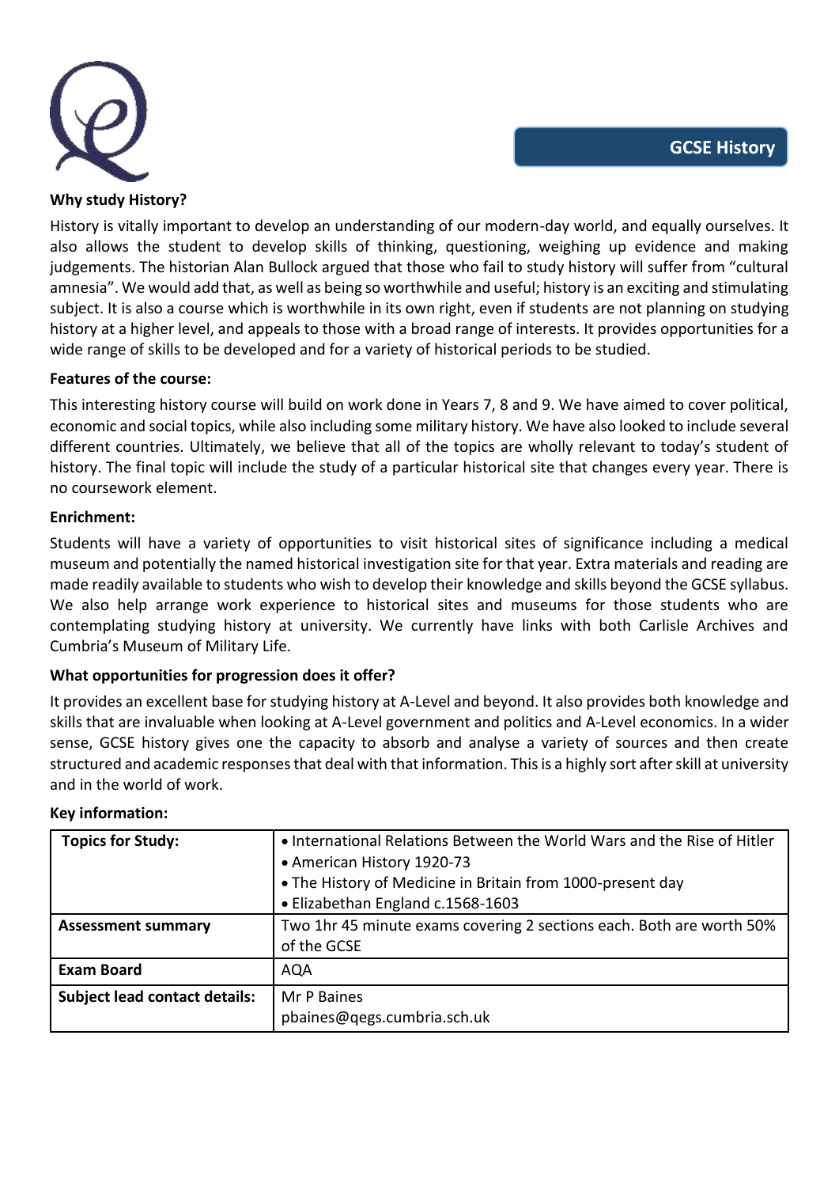## GCSE History

**Why study History?**

History is vitally important to develop an understanding of our modern-day world, and equally ourselves. It also allows the student to develop skills of thinking, questioning, weighing up evidence and making judgements. The historian Alan Bullock argued that those who fail to study history will suffer from "cultural amnesia". We would add that, as well as being so worthwhile and useful; history is an exciting and stimulating subject. It is also a course which is worthwhile in its own right, even if students are not planning on studying history at a higher level, and appeals to those with a broad range of interests. It provides opportunities for a wide range of skills to be developed and for a variety of historical periods to be studied.

**Features of the course:**

This interesting history course will build on work done in Years 7, 8 and 9. We have aimed to cover political, economic and social topics, while also including some military history. We have also looked to include several different countries. Ultimately, we believe that all of the topics are wholly relevant to today's student of history. The final topic will include the study of a particular historical site that changes every year. There is no coursework element.

**Enrichment:**

Students will have a variety of opportunities to visit historical sites of significance including a medical museum and potentially the named historical investigation site for that year. Extra materials and reading are made readily available to students who wish to develop their knowledge and skills beyond the GCSE syllabus. We also help arrange work experience to historical sites and museums for those students who are contemplating studying history at university. We currently have links with both Carlisle Archives and Cumbria's Museum of Military Life.

**What opportunities for progression does it offer?**

It provides an excellent base for studying history at A-Level and beyond. It also provides both knowledge and skills that are invaluable when looking at A-Level government and politics and A-Level economics. In a wider sense, GCSE history gives one the capacity to absorb and analyse a variety of sources and then create structured and academic responses that deal with that information. This is a highly sort after skill at university and in the world of work.

**Key information:**

| | |
|---|---|
| **Topics for Study:** | • International Relations Between the World Wars and the Rise of Hitler<br>• American History 1920-73<br>• The History of Medicine in Britain from 1000-present day<br>• Elizabethan England c.1568-1603 |
| **Assessment summary** | Two 1hr 45 minute exams covering 2 sections each. Both are worth 50% of the GCSE |
| **Exam Board** | AQA |
| **Subject lead contact details:** | Mr P Baines<br>pbaines@qegs.cumbria.sch.uk |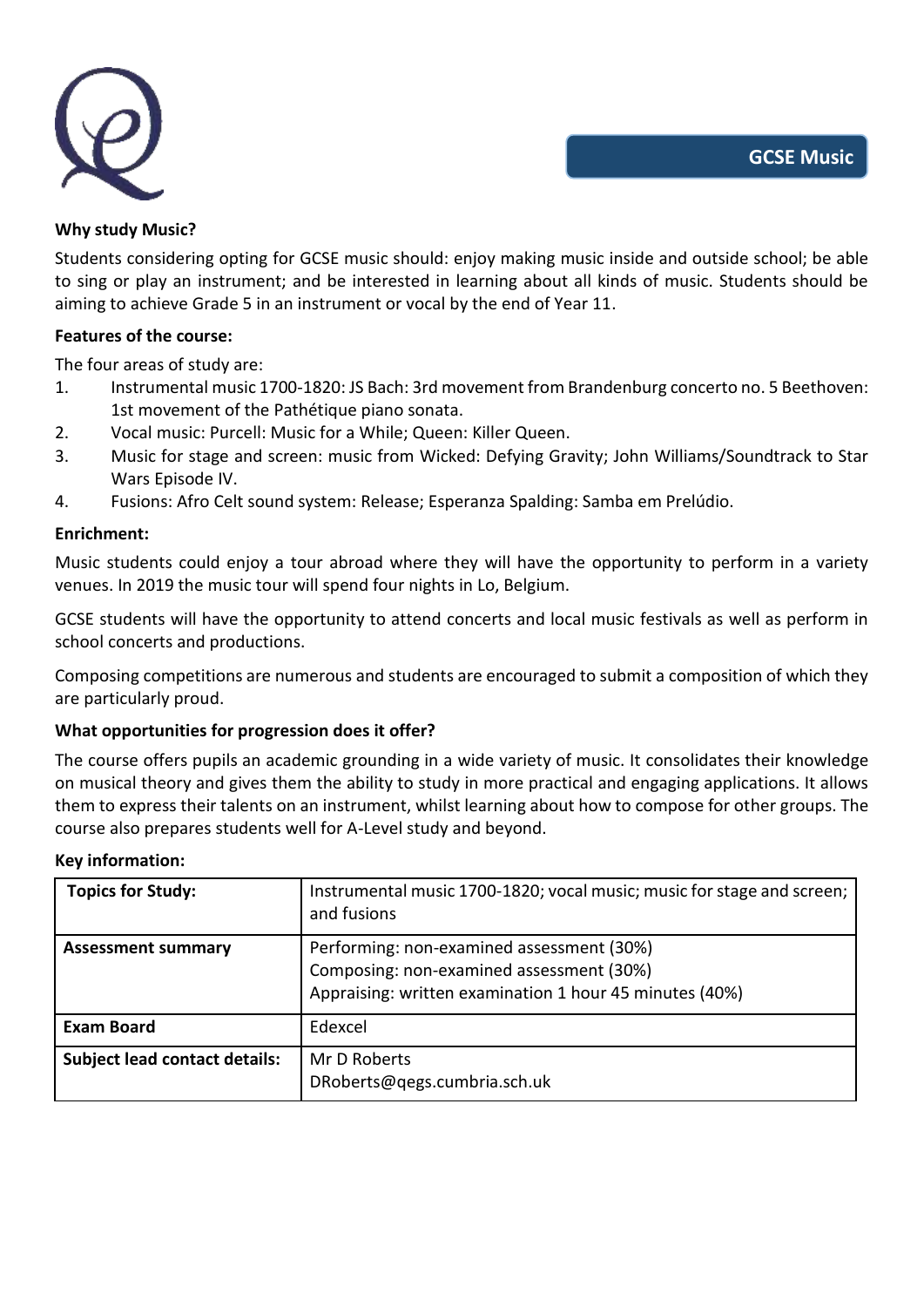# GCSE Music

**Why study Music?**

Students considering opting for GCSE music should: enjoy making music inside and outside school; be able to sing or play an instrument; and be interested in learning about all kinds of music. Students should be aiming to achieve Grade 5 in an instrument or vocal by the end of Year 11.

**Features of the course:**

The four areas of study are:

1. Instrumental music 1700-1820: JS Bach: 3rd movement from Brandenburg concerto no. 5 Beethoven: 1st movement of the Pathétique piano sonata.
2. Vocal music: Purcell: Music for a While; Queen: Killer Queen.
3. Music for stage and screen: music from Wicked: Defying Gravity; John Williams/Soundtrack to Star Wars Episode IV.
4. Fusions: Afro Celt sound system: Release; Esperanza Spalding: Samba em Prelúdio.

**Enrichment:**

Music students could enjoy a tour abroad where they will have the opportunity to perform in a variety venues. In 2019 the music tour will spend four nights in Lo, Belgium.

GCSE students will have the opportunity to attend concerts and local music festivals as well as perform in school concerts and productions.

Composing competitions are numerous and students are encouraged to submit a composition of which they are particularly proud.

**What opportunities for progression does it offer?**

The course offers pupils an academic grounding in a wide variety of music. It consolidates their knowledge on musical theory and gives them the ability to study in more practical and engaging applications. It allows them to express their talents on an instrument, whilst learning about how to compose for other groups. The course also prepares students well for A-Level study and beyond.

**Key information:**

| **Topics for Study:** | Instrumental music 1700-1820; vocal music; music for stage and screen; and fusions |
|---|---|
| **Assessment summary** | Performing: non-examined assessment (30%)<br>Composing: non-examined assessment (30%)<br>Appraising: written examination 1 hour 45 minutes (40%) |
| **Exam Board** | Edexcel |
| **Subject lead contact details:** | Mr D Roberts<br>DRoberts@qegs.cumbria.sch.uk |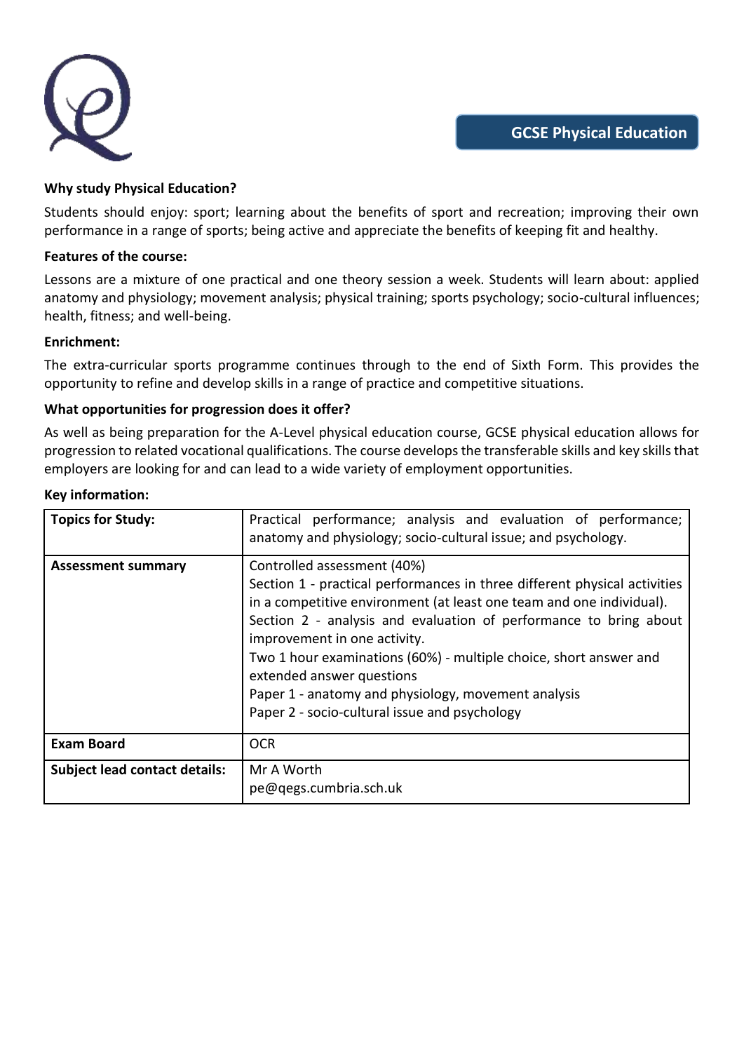# GCSE Physical Education

**Why study Physical Education?**

Students should enjoy: sport; learning about the benefits of sport and recreation; improving their own performance in a range of sports; being active and appreciate the benefits of keeping fit and healthy.

**Features of the course:**

Lessons are a mixture of one practical and one theory session a week. Students will learn about: applied anatomy and physiology; movement analysis; physical training; sports psychology; socio-cultural influences; health, fitness; and well-being.

**Enrichment:**

The extra-curricular sports programme continues through to the end of Sixth Form. This provides the opportunity to refine and develop skills in a range of practice and competitive situations.

**What opportunities for progression does it offer?**

As well as being preparation for the A-Level physical education course, GCSE physical education allows for progression to related vocational qualifications. The course develops the transferable skills and key skills that employers are looking for and can lead to a wide variety of employment opportunities.

**Key information:**

| | |
|---|---|
| **Topics for Study:** | Practical performance; analysis and evaluation of performance; anatomy and physiology; socio-cultural issue; and psychology. |
| **Assessment summary** | Controlled assessment (40%)<br>Section 1 - practical performances in three different physical activities in a competitive environment (at least one team and one individual).<br>Section 2 - analysis and evaluation of performance to bring about improvement in one activity.<br>Two 1 hour examinations (60%) - multiple choice, short answer and extended answer questions<br>Paper 1 - anatomy and physiology, movement analysis<br>Paper 2 - socio-cultural issue and psychology |
| **Exam Board** | OCR |
| **Subject lead contact details:** | Mr A Worth<br>pe@qegs.cumbria.sch.uk |